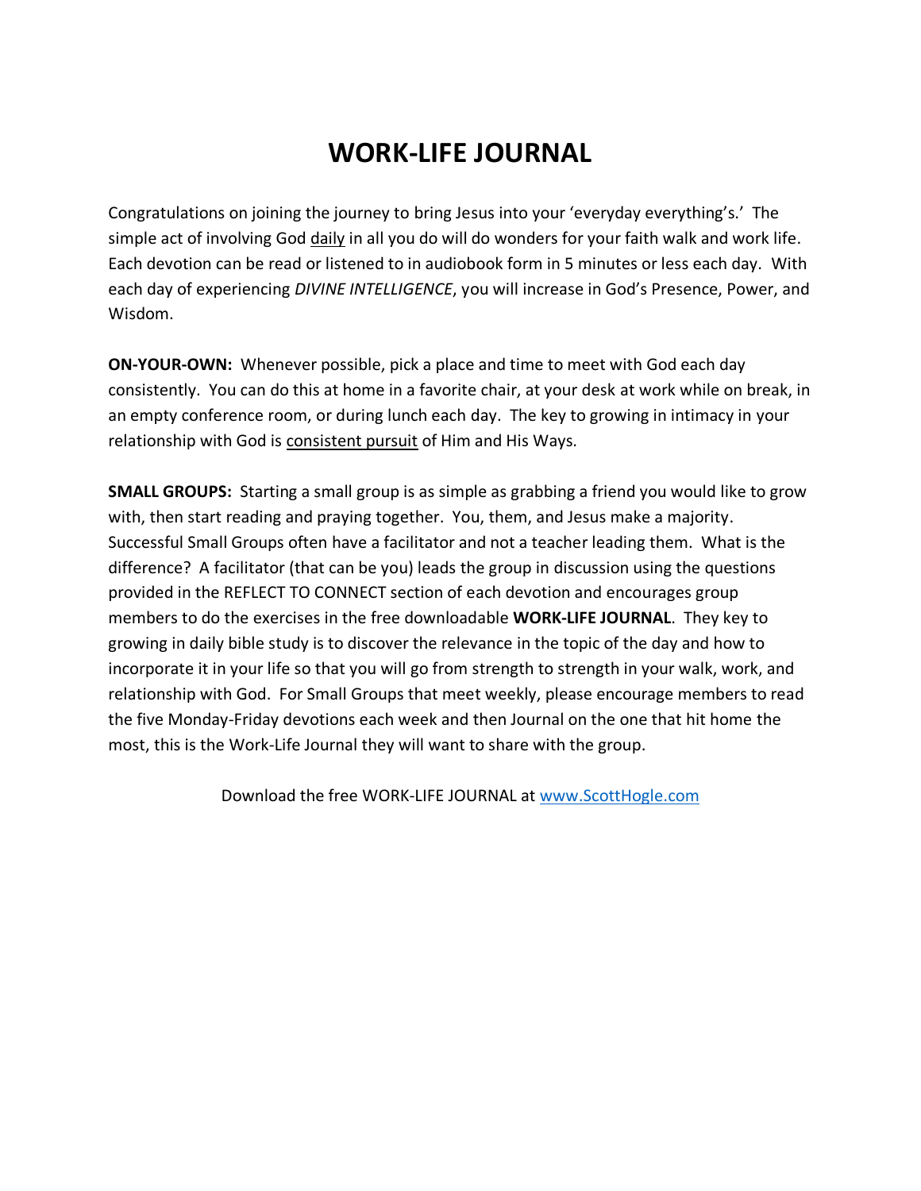# WORK-LIFE JOURNAL

Congratulations on joining the journey to bring Jesus into your 'everyday everything's.' The simple act of involving God daily in all you do will do wonders for your faith walk and work life. Each devotion can be read or listened to in audiobook form in 5 minutes or less each day. With each day of experiencing *DIVINE INTELLIGENCE*, you will increase in God's Presence, Power, and Wisdom.

**ON-YOUR-OWN:** Whenever possible, pick a place and time to meet with God each day consistently. You can do this at home in a favorite chair, at your desk at work while on break, in an empty conference room, or during lunch each day. The key to growing in intimacy in your relationship with God is consistent pursuit of Him and His Ways.

**SMALL GROUPS:** Starting a small group is as simple as grabbing a friend you would like to grow with, then start reading and praying together. You, them, and Jesus make a majority. Successful Small Groups often have a facilitator and not a teacher leading them. What is the difference? A facilitator (that can be you) leads the group in discussion using the questions provided in the REFLECT TO CONNECT section of each devotion and encourages group members to do the exercises in the free downloadable **WORK-LIFE JOURNAL**. They key to growing in daily bible study is to discover the relevance in the topic of the day and how to incorporate it in your life so that you will go from strength to strength in your walk, work, and relationship with God. For Small Groups that meet weekly, please encourage members to read the five Monday-Friday devotions each week and then Journal on the one that hit home the most, this is the Work-Life Journal they will want to share with the group.

Download the free WORK-LIFE JOURNAL at [www.ScottHogle.com](http://www.ScottHogle.com)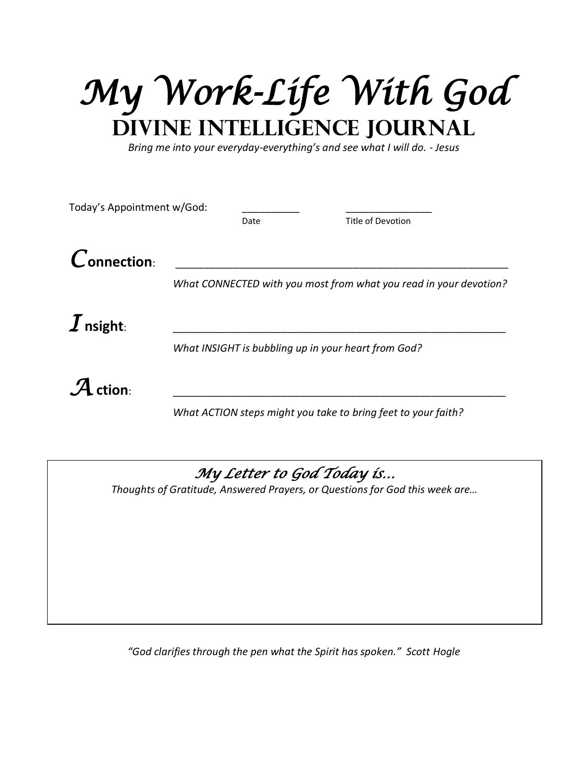# *My Work-Life With God*

## DIVINE INTELLIGENCE JOURNAL

*Bring me into your everyday-everything's and see what I will do. - Jesus*

Today's Appointment w/God: __________ _______________

Date Title of Devotion

***C*onnection**: ________________________________________________________

*What CONNECTED with you most from what you read in your devotion?*

***I*nsight**: ________________________________________________________

*What INSIGHT is bubbling up in your heart from God?*

***A*ction**: ________________________________________________________

*What ACTION steps might you take to bring feet to your faith?*

### *My Letter to God Today is…*

*Thoughts of Gratitude, Answered Prayers, or Questions for God this week are…*

*"God clarifies through the pen what the Spirit has spoken." Scott Hogle*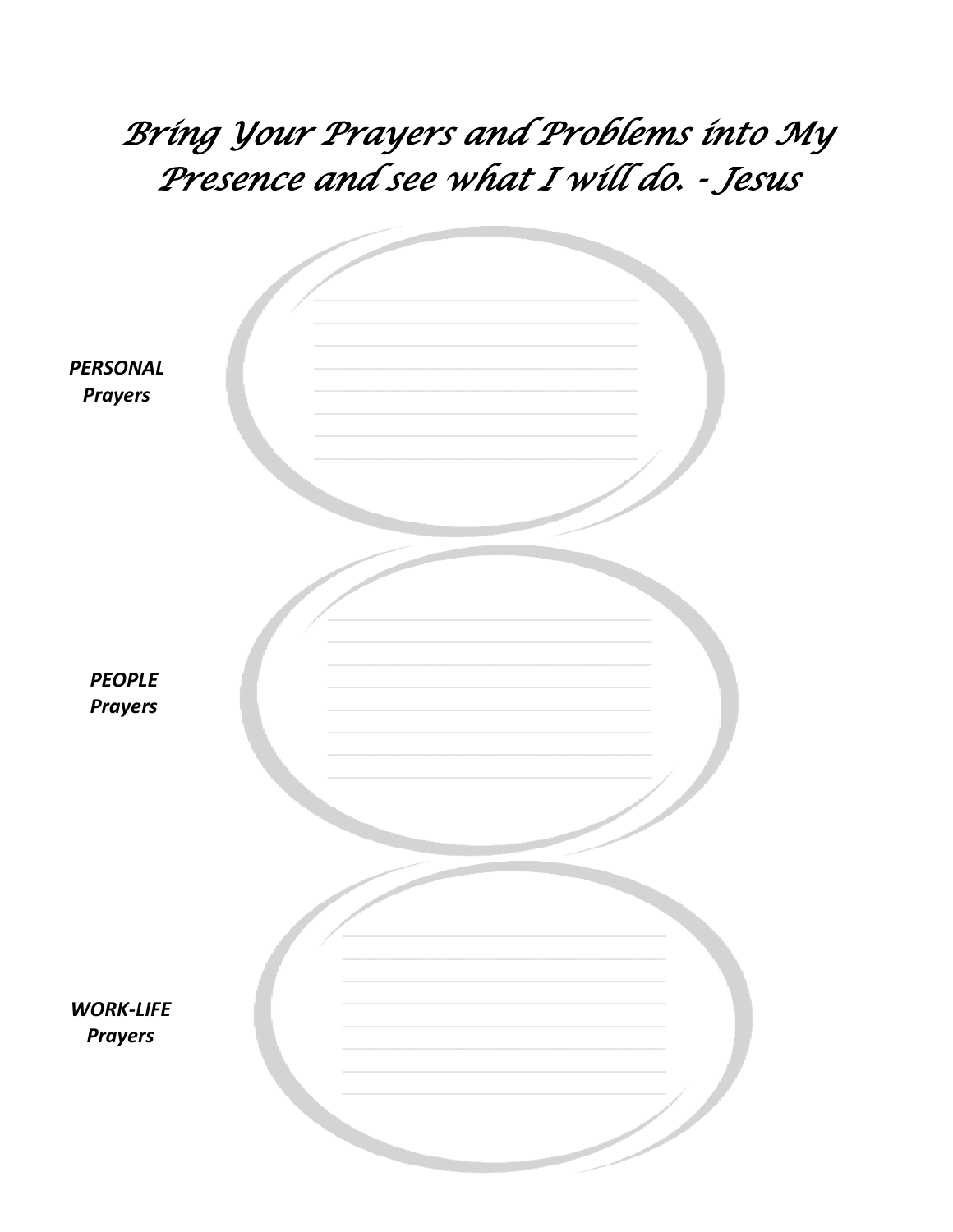# *Bring Your Prayers and Problems into My Presence and see what I will do. - Jesus*

***PERSONAL Prayers***

***PEOPLE Prayers***

***WORK-LIFE Prayers***